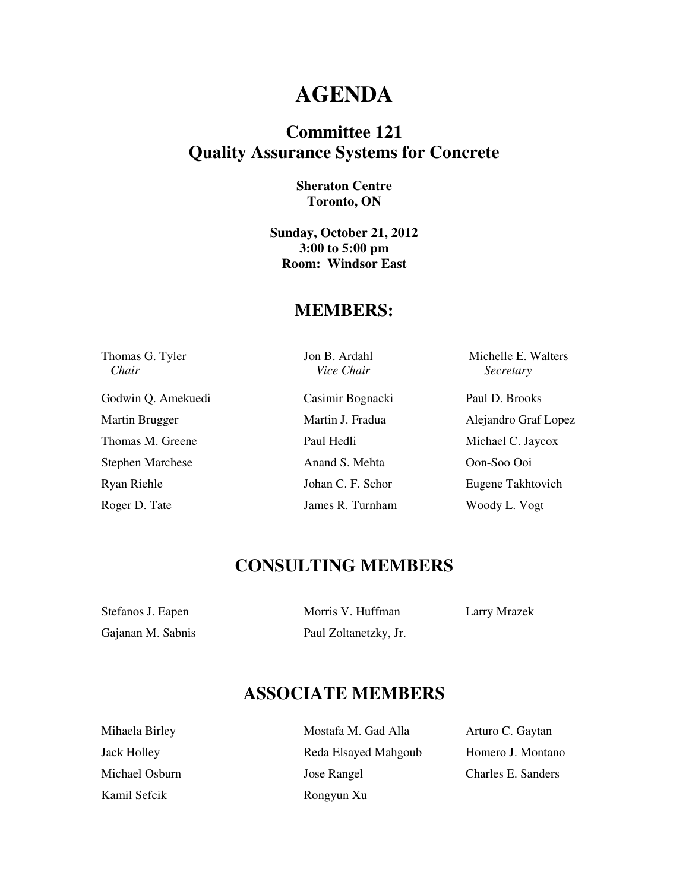# AGENDA

## Committee 121
## Quality Assurance Systems for Concrete

**Sheraton Centre**
**Toronto, ON**

**Sunday, October 21, 2012**
**3:00 to 5:00 pm**
**Room: Windsor East**

## MEMBERS:

Thomas G. Tyler
*Chair*

Jon B. Ardahl
*Vice Chair*

Michelle E. Walters
*Secretary*

Godwin Q. Amekuedi
Casimir Bognacki
Paul D. Brooks
Martin Brugger
Martin J. Fradua
Alejandro Graf Lopez
Thomas M. Greene
Paul Hedli
Michael C. Jaycox
Stephen Marchese
Anand S. Mehta
Oon-Soo Ooi
Ryan Riehle
Johan C. F. Schor
Eugene Takhtovich
Roger D. Tate
James R. Turnham
Woody L. Vogt

## CONSULTING MEMBERS

Stefanos J. Eapen
Morris V. Huffman
Larry Mrazek
Gajanan M. Sabnis
Paul Zoltanetzky, Jr.

## ASSOCIATE MEMBERS

Mihaela Birley
Mostafa M. Gad Alla
Arturo C. Gaytan
Jack Holley
Reda Elsayed Mahgoub
Homero J. Montano
Michael Osburn
Jose Rangel
Charles E. Sanders
Kamil Sefcik
Rongyun Xu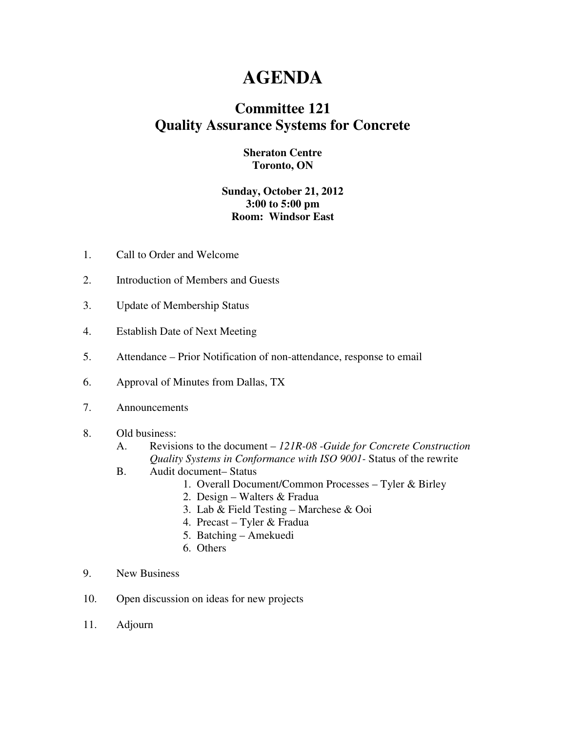# AGENDA

## Committee 121
## Quality Assurance Systems for Concrete

**Sheraton Centre**
**Toronto, ON**

**Sunday, October 21, 2012**
**3:00 to 5:00 pm**
**Room: Windsor East**

1. Call to Order and Welcome

2. Introduction of Members and Guests

3. Update of Membership Status

4. Establish Date of Next Meeting

5. Attendance – Prior Notification of non-attendance, response to email

6. Approval of Minutes from Dallas, TX

7. Announcements

8. Old business:
   A. Revisions to the document – *121R-08 -Guide for Concrete Construction Quality Systems in Conformance with ISO 9001-* Status of the rewrite
   B. Audit document– Status
      1. Overall Document/Common Processes – Tyler & Birley
      2. Design – Walters & Fradua
      3. Lab & Field Testing – Marchese & Ooi
      4. Precast – Tyler & Fradua
      5. Batching – Amekuedi
      6. Others

9. New Business

10. Open discussion on ideas for new projects

11. Adjourn